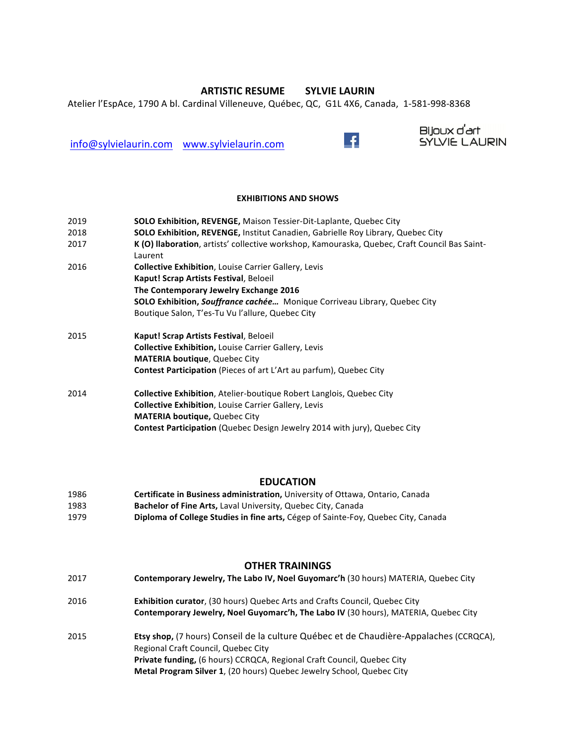# ARTISTIC RESUME SYLVIE LAURIN

Atelier l'EspAce, 1790 A bl. Cardinal Villeneuve, Québec, QC, G1L 4X6, Canada, 1-581-998-8368

info@sylvielaurin.com www.sylvielaurin.com

Bijoux d'art SYLVIE LAURIN

## EXHIBITIONS AND SHOWS

| | |
|---|---|
| 2019 | **SOLO Exhibition, REVENGE,** Maison Tessier-Dit-Laplante, Quebec City |
| 2018 | **SOLO Exhibition, REVENGE,** Institut Canadien, Gabrielle Roy Library, Quebec City |
| 2017 | **K (O) llaboration**, artists' collective workshop, Kamouraska, Quebec, Craft Council Bas Saint-Laurent |
| 2016 | **Collective Exhibition**, Louise Carrier Gallery, Levis |
| | **Kaput! Scrap Artists Festival**, Beloeil |
| | **The Contemporary Jewelry Exchange 2016** |
| | **SOLO Exhibition, *Souffrance cachée…*** Monique Corriveau Library, Quebec City |
| | Boutique Salon, T'es-Tu Vu l'allure, Quebec City |
| 2015 | **Kaput! Scrap Artists Festival**, Beloeil |
| | **Collective Exhibition,** Louise Carrier Gallery, Levis |
| | **MATERIA boutique**, Quebec City |
| | **Contest Participation** (Pieces of art L'Art au parfum), Quebec City |
| 2014 | **Collective Exhibition**, Atelier-boutique Robert Langlois, Quebec City |
| | **Collective Exhibition**, Louise Carrier Gallery, Levis |
| | **MATERIA boutique,** Quebec City |
| | **Contest Participation** (Quebec Design Jewelry 2014 with jury), Quebec City |

## EDUCATION

| | |
|---|---|
| 1986 | **Certificate in Business administration,** University of Ottawa, Ontario, Canada |
| 1983 | **Bachelor of Fine Arts,** Laval University, Quebec City, Canada |
| 1979 | **Diploma of College Studies in fine arts,** Cégep of Sainte-Foy, Quebec City, Canada |

## OTHER TRAININGS

| | |
|---|---|
| 2017 | **Contemporary Jewelry, The Labo IV, Noel Guyomarc'h** (30 hours) MATERIA, Quebec City |
| 2016 | **Exhibition curator**, (30 hours) Quebec Arts and Crafts Council, Quebec City |
| | **Contemporary Jewelry, Noel Guyomarc'h, The Labo IV** (30 hours), MATERIA, Quebec City |
| 2015 | **Etsy shop,** (7 hours) Conseil de la culture Québec et de Chaudière-Appalaches (CCRQCA), Regional Craft Council, Quebec City |
| | **Private funding,** (6 hours) CCRQCA, Regional Craft Council, Quebec City |
| | **Metal Program Silver 1**, (20 hours) Quebec Jewelry School, Quebec City |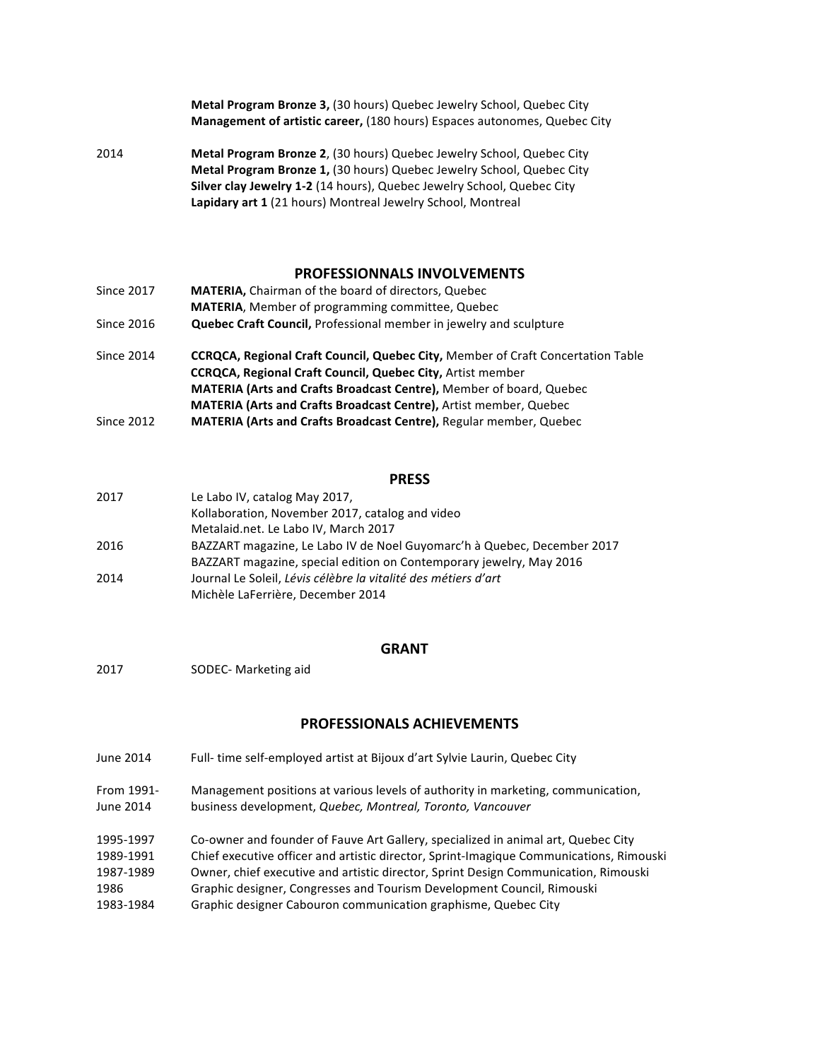| | |
|---|---|
| | **Metal Program Bronze 3,** (30 hours) Quebec Jewelry School, Quebec City<br>**Management of artistic career,** (180 hours) Espaces autonomes, Quebec City |
| 2014 | **Metal Program Bronze 2**, (30 hours) Quebec Jewelry School, Quebec City<br>**Metal Program Bronze 1,** (30 hours) Quebec Jewelry School, Quebec City<br>**Silver clay Jewelry 1-2** (14 hours), Quebec Jewelry School, Quebec City<br>**Lapidary art 1** (21 hours) Montreal Jewelry School, Montreal |

## PROFESSIONNALS INVOLVEMENTS

| | |
|---|---|
| Since 2017 | **MATERIA,** Chairman of the board of directors, Quebec<br>**MATERIA**, Member of programming committee, Quebec |
| Since 2016 | **Quebec Craft Council,** Professional member in jewelry and sculpture |
| Since 2014 | **CCRQCA, Regional Craft Council, Quebec City,** Member of Craft Concertation Table<br>**CCRQCA, Regional Craft Council, Quebec City,** Artist member<br>**MATERIA (Arts and Crafts Broadcast Centre),** Member of board, Quebec<br>**MATERIA (Arts and Crafts Broadcast Centre),** Artist member, Quebec |
| Since 2012 | **MATERIA (Arts and Crafts Broadcast Centre),** Regular member, Quebec |

## PRESS

| | |
|---|---|
| 2017 | Le Labo IV, catalog May 2017,<br>Kollaboration, November 2017, catalog and video<br>Metalaid.net. Le Labo IV, March 2017 |
| 2016 | BAZZART magazine, Le Labo IV de Noel Guyomarc'h à Quebec, December 2017<br>BAZZART magazine, special edition on Contemporary jewelry, May 2016 |
| 2014 | Journal Le Soleil, *Lévis célèbre la vitalité des métiers d'art*<br>Michèle LaFerrière, December 2014 |

## GRANT

| | |
|---|---|
| 2017 | SODEC- Marketing aid |

## PROFESSIONALS ACHIEVEMENTS

| | |
|---|---|
| June 2014 | Full- time self-employed artist at Bijoux d'art Sylvie Laurin, Quebec City |
| From 1991-<br>June 2014 | Management positions at various levels of authority in marketing, communication, business development, *Quebec, Montreal, Toronto, Vancouver* |
| 1995-1997 | Co-owner and founder of Fauve Art Gallery, specialized in animal art, Quebec City |
| 1989-1991 | Chief executive officer and artistic director, Sprint-Imagique Communications, Rimouski |
| 1987-1989 | Owner, chief executive and artistic director, Sprint Design Communication, Rimouski |
| 1986 | Graphic designer, Congresses and Tourism Development Council, Rimouski |
| 1983-1984 | Graphic designer Cabouron communication graphisme, Quebec City |